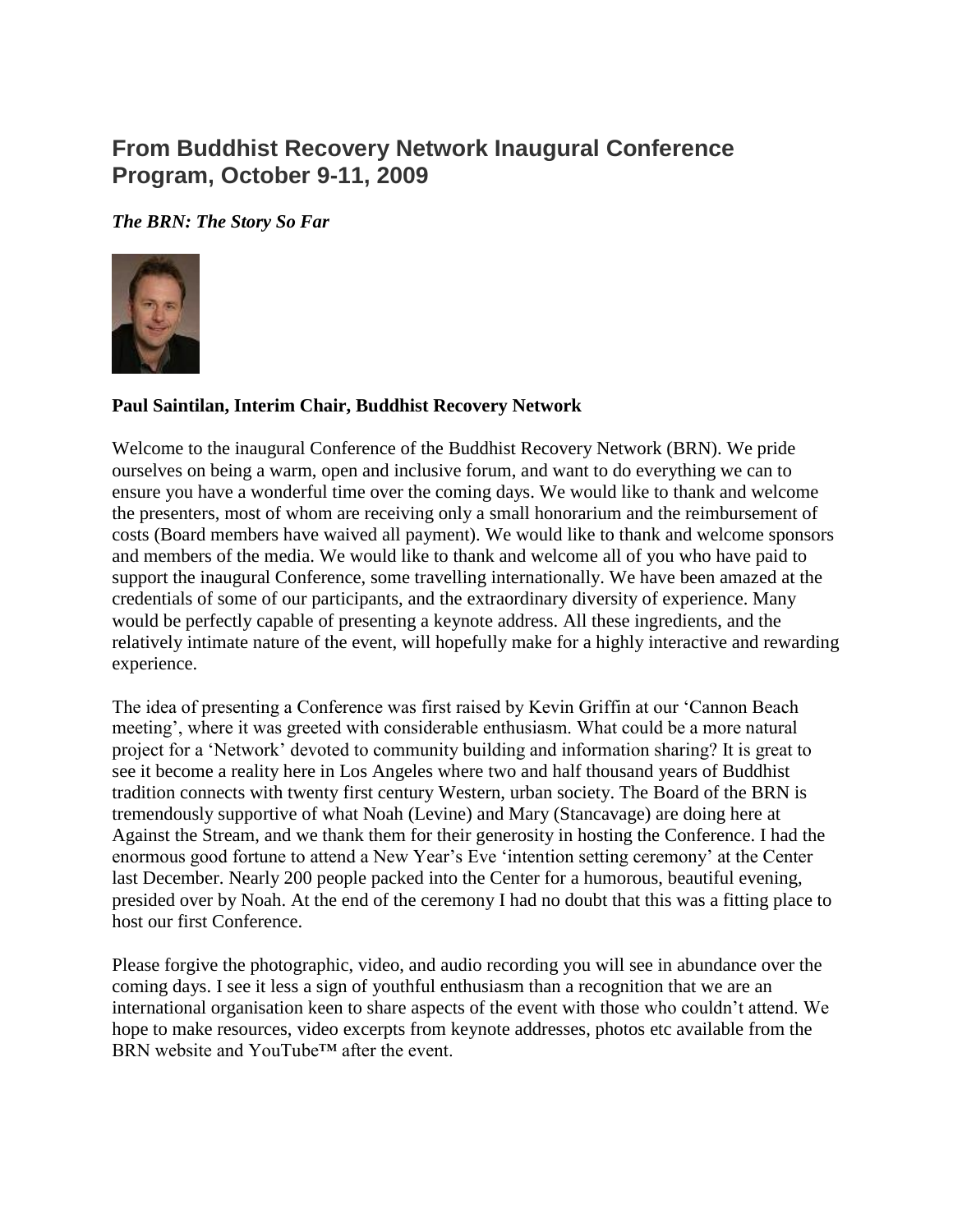## From Buddhist Recovery Network Inaugural Conference Program, October 9-11, 2009

***The BRN: The Story So Far***

**Paul Saintilan, Interim Chair, Buddhist Recovery Network**

Welcome to the inaugural Conference of the Buddhist Recovery Network (BRN). We pride ourselves on being a warm, open and inclusive forum, and want to do everything we can to ensure you have a wonderful time over the coming days. We would like to thank and welcome the presenters, most of whom are receiving only a small honorarium and the reimbursement of costs (Board members have waived all payment). We would like to thank and welcome sponsors and members of the media. We would like to thank and welcome all of you who have paid to support the inaugural Conference, some travelling internationally. We have been amazed at the credentials of some of our participants, and the extraordinary diversity of experience. Many would be perfectly capable of presenting a keynote address. All these ingredients, and the relatively intimate nature of the event, will hopefully make for a highly interactive and rewarding experience.

The idea of presenting a Conference was first raised by Kevin Griffin at our 'Cannon Beach meeting', where it was greeted with considerable enthusiasm. What could be a more natural project for a 'Network' devoted to community building and information sharing? It is great to see it become a reality here in Los Angeles where two and half thousand years of Buddhist tradition connects with twenty first century Western, urban society. The Board of the BRN is tremendously supportive of what Noah (Levine) and Mary (Stancavage) are doing here at Against the Stream, and we thank them for their generosity in hosting the Conference. I had the enormous good fortune to attend a New Year's Eve 'intention setting ceremony' at the Center last December. Nearly 200 people packed into the Center for a humorous, beautiful evening, presided over by Noah. At the end of the ceremony I had no doubt that this was a fitting place to host our first Conference.

Please forgive the photographic, video, and audio recording you will see in abundance over the coming days. I see it less a sign of youthful enthusiasm than a recognition that we are an international organisation keen to share aspects of the event with those who couldn't attend. We hope to make resources, video excerpts from keynote addresses, photos etc available from the BRN website and YouTube™ after the event.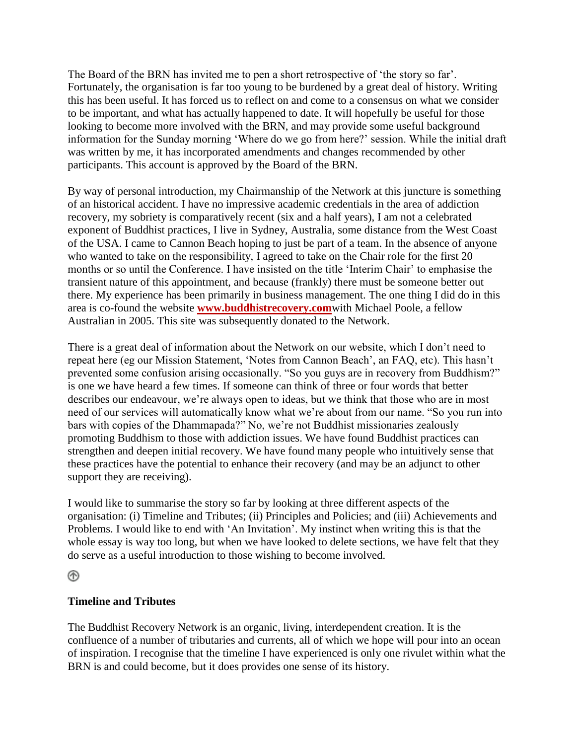The Board of the BRN has invited me to pen a short retrospective of 'the story so far'. Fortunately, the organisation is far too young to be burdened by a great deal of history. Writing this has been useful. It has forced us to reflect on and come to a consensus on what we consider to be important, and what has actually happened to date. It will hopefully be useful for those looking to become more involved with the BRN, and may provide some useful background information for the Sunday morning 'Where do we go from here?' session. While the initial draft was written by me, it has incorporated amendments and changes recommended by other participants. This account is approved by the Board of the BRN.

By way of personal introduction, my Chairmanship of the Network at this juncture is something of an historical accident. I have no impressive academic credentials in the area of addiction recovery, my sobriety is comparatively recent (six and a half years), I am not a celebrated exponent of Buddhist practices, I live in Sydney, Australia, some distance from the West Coast of the USA. I came to Cannon Beach hoping to just be part of a team. In the absence of anyone who wanted to take on the responsibility, I agreed to take on the Chair role for the first 20 months or so until the Conference. I have insisted on the title 'Interim Chair' to emphasise the transient nature of this appointment, and because (frankly) there must be someone better out there. My experience has been primarily in business management. The one thing I did do in this area is co-found the website **www.buddhistrecovery.com**with Michael Poole, a fellow Australian in 2005. This site was subsequently donated to the Network.

There is a great deal of information about the Network on our website, which I don't need to repeat here (eg our Mission Statement, 'Notes from Cannon Beach', an FAQ, etc). This hasn't prevented some confusion arising occasionally. "So you guys are in recovery from Buddhism?" is one we have heard a few times. If someone can think of three or four words that better describes our endeavour, we're always open to ideas, but we think that those who are in most need of our services will automatically know what we're about from our name. "So you run into bars with copies of the Dhammapada?" No, we're not Buddhist missionaries zealously promoting Buddhism to those with addiction issues. We have found Buddhist practices can strengthen and deepen initial recovery. We have found many people who intuitively sense that these practices have the potential to enhance their recovery (and may be an adjunct to other support they are receiving).

I would like to summarise the story so far by looking at three different aspects of the organisation: (i) Timeline and Tributes; (ii) Principles and Policies; and (iii) Achievements and Problems. I would like to end with 'An Invitation'. My instinct when writing this is that the whole essay is way too long, but when we have looked to delete sections, we have felt that they do serve as a useful introduction to those wishing to become involved.

### Timeline and Tributes

The Buddhist Recovery Network is an organic, living, interdependent creation. It is the confluence of a number of tributaries and currents, all of which we hope will pour into an ocean of inspiration. I recognise that the timeline I have experienced is only one rivulet within what the BRN is and could become, but it does provides one sense of its history.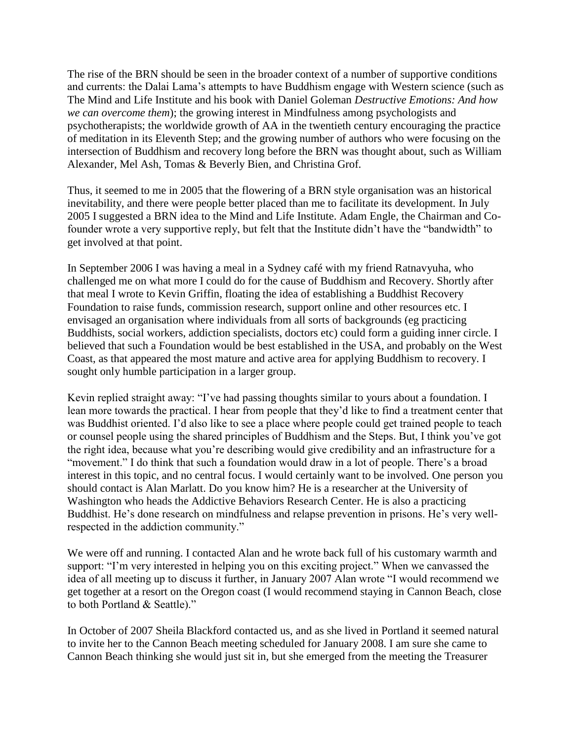The rise of the BRN should be seen in the broader context of a number of supportive conditions and currents: the Dalai Lama's attempts to have Buddhism engage with Western science (such as The Mind and Life Institute and his book with Daniel Goleman *Destructive Emotions: And how we can overcome them*); the growing interest in Mindfulness among psychologists and psychotherapists; the worldwide growth of AA in the twentieth century encouraging the practice of meditation in its Eleventh Step; and the growing number of authors who were focusing on the intersection of Buddhism and recovery long before the BRN was thought about, such as William Alexander, Mel Ash, Tomas & Beverly Bien, and Christina Grof.

Thus, it seemed to me in 2005 that the flowering of a BRN style organisation was an historical inevitability, and there were people better placed than me to facilitate its development. In July 2005 I suggested a BRN idea to the Mind and Life Institute. Adam Engle, the Chairman and Co-founder wrote a very supportive reply, but felt that the Institute didn't have the "bandwidth" to get involved at that point.

In September 2006 I was having a meal in a Sydney café with my friend Ratnavyuha, who challenged me on what more I could do for the cause of Buddhism and Recovery. Shortly after that meal I wrote to Kevin Griffin, floating the idea of establishing a Buddhist Recovery Foundation to raise funds, commission research, support online and other resources etc. I envisaged an organisation where individuals from all sorts of backgrounds (eg practicing Buddhists, social workers, addiction specialists, doctors etc) could form a guiding inner circle. I believed that such a Foundation would be best established in the USA, and probably on the West Coast, as that appeared the most mature and active area for applying Buddhism to recovery. I sought only humble participation in a larger group.

Kevin replied straight away: "I've had passing thoughts similar to yours about a foundation. I lean more towards the practical. I hear from people that they'd like to find a treatment center that was Buddhist oriented. I'd also like to see a place where people could get trained people to teach or counsel people using the shared principles of Buddhism and the Steps. But, I think you've got the right idea, because what you're describing would give credibility and an infrastructure for a "movement." I do think that such a foundation would draw in a lot of people. There's a broad interest in this topic, and no central focus. I would certainly want to be involved. One person you should contact is Alan Marlatt. Do you know him? He is a researcher at the University of Washington who heads the Addictive Behaviors Research Center. He is also a practicing Buddhist. He's done research on mindfulness and relapse prevention in prisons. He's very well-respected in the addiction community."

We were off and running. I contacted Alan and he wrote back full of his customary warmth and support: "I'm very interested in helping you on this exciting project." When we canvassed the idea of all meeting up to discuss it further, in January 2007 Alan wrote "I would recommend we get together at a resort on the Oregon coast (I would recommend staying in Cannon Beach, close to both Portland & Seattle)."

In October of 2007 Sheila Blackford contacted us, and as she lived in Portland it seemed natural to invite her to the Cannon Beach meeting scheduled for January 2008. I am sure she came to Cannon Beach thinking she would just sit in, but she emerged from the meeting the Treasurer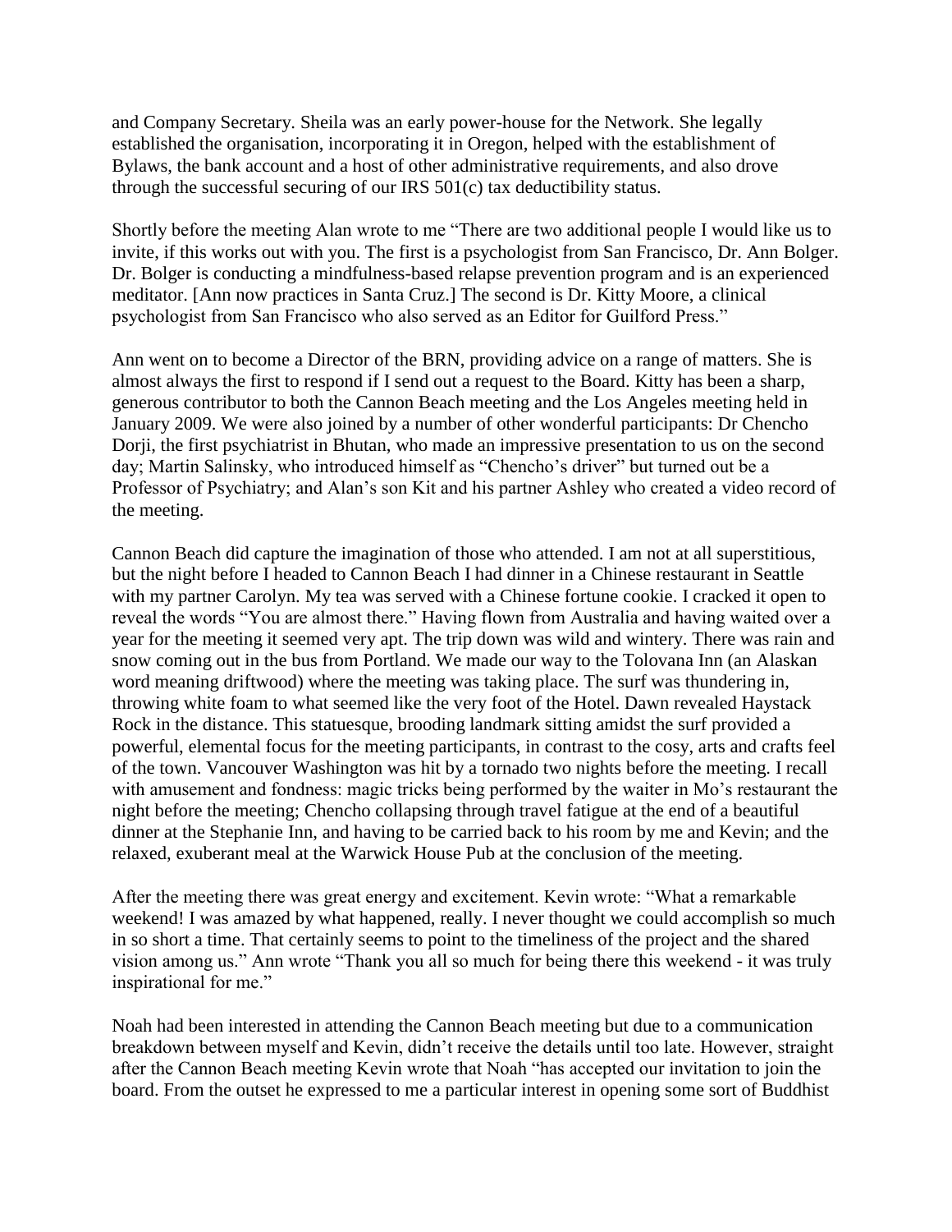and Company Secretary. Sheila was an early power-house for the Network. She legally established the organisation, incorporating it in Oregon, helped with the establishment of Bylaws, the bank account and a host of other administrative requirements, and also drove through the successful securing of our IRS 501(c) tax deductibility status.

Shortly before the meeting Alan wrote to me "There are two additional people I would like us to invite, if this works out with you. The first is a psychologist from San Francisco, Dr. Ann Bolger. Dr. Bolger is conducting a mindfulness-based relapse prevention program and is an experienced meditator. [Ann now practices in Santa Cruz.] The second is Dr. Kitty Moore, a clinical psychologist from San Francisco who also served as an Editor for Guilford Press."

Ann went on to become a Director of the BRN, providing advice on a range of matters. She is almost always the first to respond if I send out a request to the Board. Kitty has been a sharp, generous contributor to both the Cannon Beach meeting and the Los Angeles meeting held in January 2009. We were also joined by a number of other wonderful participants: Dr Chencho Dorji, the first psychiatrist in Bhutan, who made an impressive presentation to us on the second day; Martin Salinsky, who introduced himself as "Chencho's driver" but turned out be a Professor of Psychiatry; and Alan's son Kit and his partner Ashley who created a video record of the meeting.

Cannon Beach did capture the imagination of those who attended. I am not at all superstitious, but the night before I headed to Cannon Beach I had dinner in a Chinese restaurant in Seattle with my partner Carolyn. My tea was served with a Chinese fortune cookie. I cracked it open to reveal the words "You are almost there." Having flown from Australia and having waited over a year for the meeting it seemed very apt. The trip down was wild and wintery. There was rain and snow coming out in the bus from Portland. We made our way to the Tolovana Inn (an Alaskan word meaning driftwood) where the meeting was taking place. The surf was thundering in, throwing white foam to what seemed like the very foot of the Hotel. Dawn revealed Haystack Rock in the distance. This statuesque, brooding landmark sitting amidst the surf provided a powerful, elemental focus for the meeting participants, in contrast to the cosy, arts and crafts feel of the town. Vancouver Washington was hit by a tornado two nights before the meeting. I recall with amusement and fondness: magic tricks being performed by the waiter in Mo's restaurant the night before the meeting; Chencho collapsing through travel fatigue at the end of a beautiful dinner at the Stephanie Inn, and having to be carried back to his room by me and Kevin; and the relaxed, exuberant meal at the Warwick House Pub at the conclusion of the meeting.

After the meeting there was great energy and excitement. Kevin wrote: "What a remarkable weekend! I was amazed by what happened, really. I never thought we could accomplish so much in so short a time. That certainly seems to point to the timeliness of the project and the shared vision among us." Ann wrote "Thank you all so much for being there this weekend - it was truly inspirational for me."

Noah had been interested in attending the Cannon Beach meeting but due to a communication breakdown between myself and Kevin, didn't receive the details until too late. However, straight after the Cannon Beach meeting Kevin wrote that Noah "has accepted our invitation to join the board. From the outset he expressed to me a particular interest in opening some sort of Buddhist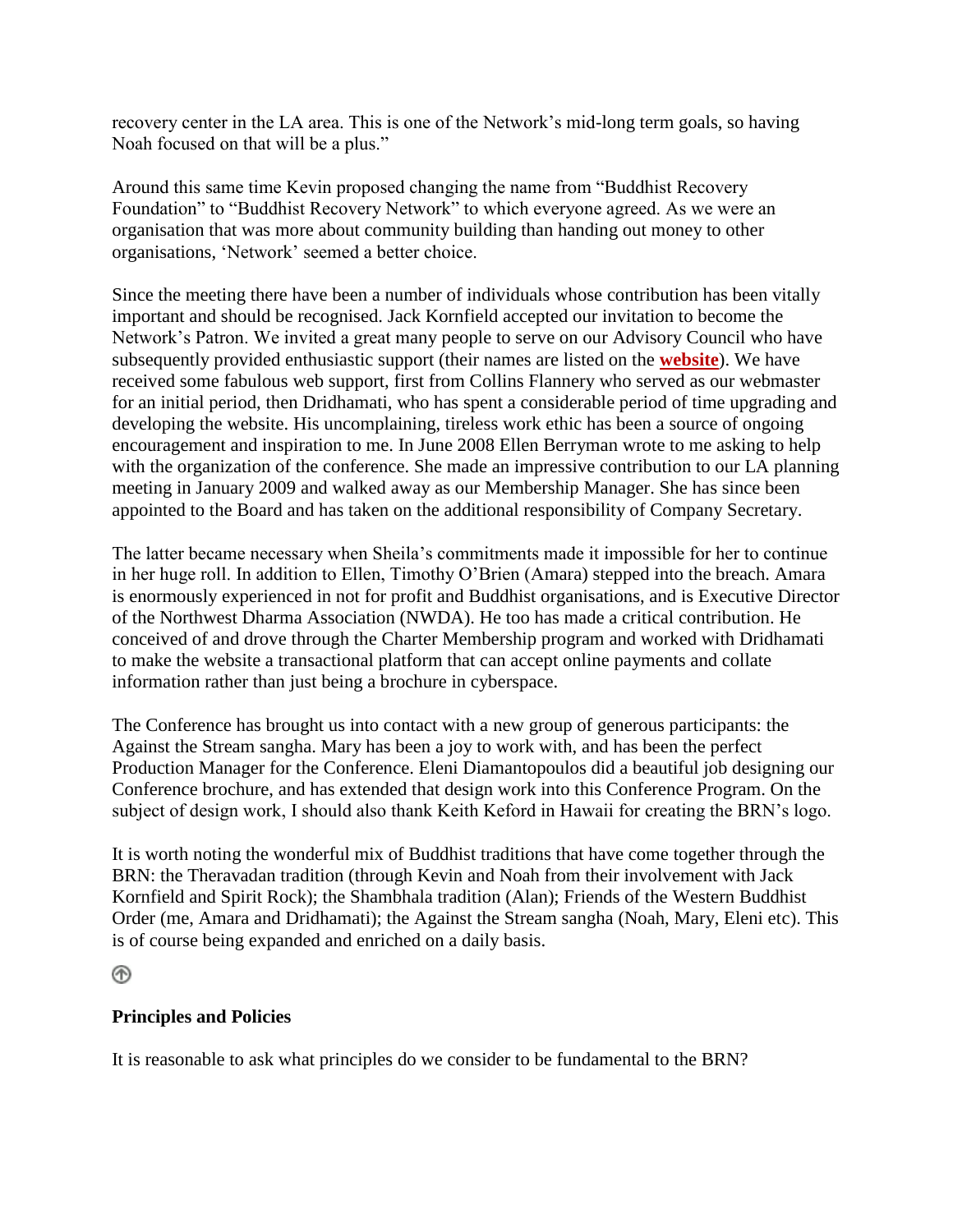recovery center in the LA area. This is one of the Network's mid-long term goals, so having Noah focused on that will be a plus."

Around this same time Kevin proposed changing the name from "Buddhist Recovery Foundation" to "Buddhist Recovery Network" to which everyone agreed. As we were an organisation that was more about community building than handing out money to other organisations, 'Network' seemed a better choice.

Since the meeting there have been a number of individuals whose contribution has been vitally important and should be recognised. Jack Kornfield accepted our invitation to become the Network's Patron. We invited a great many people to serve on our Advisory Council who have subsequently provided enthusiastic support (their names are listed on the **website**). We have received some fabulous web support, first from Collins Flannery who served as our webmaster for an initial period, then Dridhamati, who has spent a considerable period of time upgrading and developing the website. His uncomplaining, tireless work ethic has been a source of ongoing encouragement and inspiration to me. In June 2008 Ellen Berryman wrote to me asking to help with the organization of the conference. She made an impressive contribution to our LA planning meeting in January 2009 and walked away as our Membership Manager. She has since been appointed to the Board and has taken on the additional responsibility of Company Secretary.

The latter became necessary when Sheila's commitments made it impossible for her to continue in her huge roll. In addition to Ellen, Timothy O'Brien (Amara) stepped into the breach. Amara is enormously experienced in not for profit and Buddhist organisations, and is Executive Director of the Northwest Dharma Association (NWDA). He too has made a critical contribution. He conceived of and drove through the Charter Membership program and worked with Dridhamati to make the website a transactional platform that can accept online payments and collate information rather than just being a brochure in cyberspace.

The Conference has brought us into contact with a new group of generous participants: the Against the Stream sangha. Mary has been a joy to work with, and has been the perfect Production Manager for the Conference. Eleni Diamantopoulos did a beautiful job designing our Conference brochure, and has extended that design work into this Conference Program. On the subject of design work, I should also thank Keith Keford in Hawaii for creating the BRN's logo.

It is worth noting the wonderful mix of Buddhist traditions that have come together through the BRN: the Theravadan tradition (through Kevin and Noah from their involvement with Jack Kornfield and Spirit Rock); the Shambhala tradition (Alan); Friends of the Western Buddhist Order (me, Amara and Dridhamati); the Against the Stream sangha (Noah, Mary, Eleni etc). This is of course being expanded and enriched on a daily basis.

### Principles and Policies

It is reasonable to ask what principles do we consider to be fundamental to the BRN?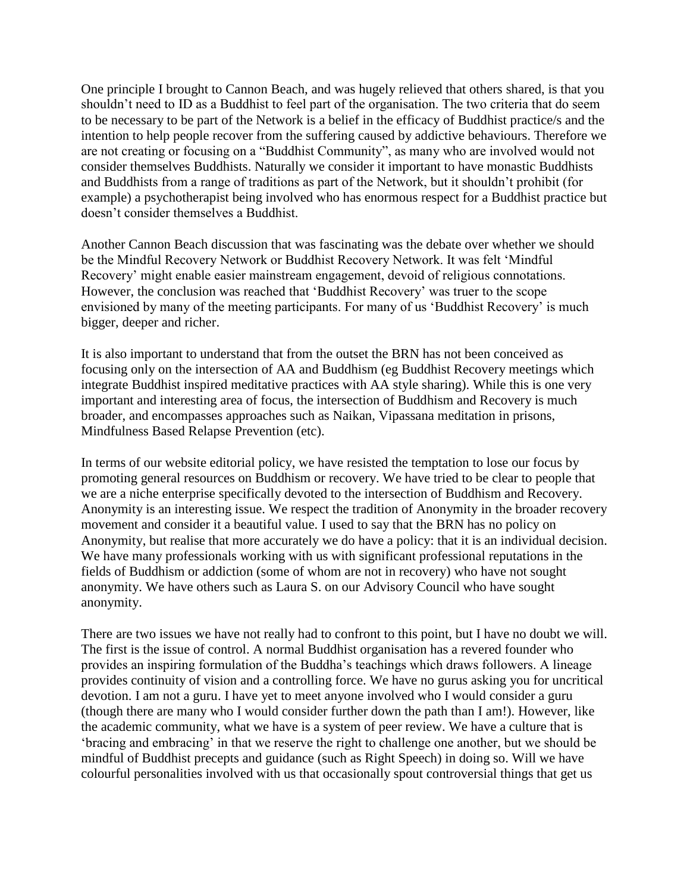One principle I brought to Cannon Beach, and was hugely relieved that others shared, is that you shouldn't need to ID as a Buddhist to feel part of the organisation. The two criteria that do seem to be necessary to be part of the Network is a belief in the efficacy of Buddhist practice/s and the intention to help people recover from the suffering caused by addictive behaviours. Therefore we are not creating or focusing on a "Buddhist Community", as many who are involved would not consider themselves Buddhists. Naturally we consider it important to have monastic Buddhists and Buddhists from a range of traditions as part of the Network, but it shouldn't prohibit (for example) a psychotherapist being involved who has enormous respect for a Buddhist practice but doesn't consider themselves a Buddhist.

Another Cannon Beach discussion that was fascinating was the debate over whether we should be the Mindful Recovery Network or Buddhist Recovery Network. It was felt 'Mindful Recovery' might enable easier mainstream engagement, devoid of religious connotations. However, the conclusion was reached that 'Buddhist Recovery' was truer to the scope envisioned by many of the meeting participants. For many of us 'Buddhist Recovery' is much bigger, deeper and richer.

It is also important to understand that from the outset the BRN has not been conceived as focusing only on the intersection of AA and Buddhism (eg Buddhist Recovery meetings which integrate Buddhist inspired meditative practices with AA style sharing). While this is one very important and interesting area of focus, the intersection of Buddhism and Recovery is much broader, and encompasses approaches such as Naikan, Vipassana meditation in prisons, Mindfulness Based Relapse Prevention (etc).

In terms of our website editorial policy, we have resisted the temptation to lose our focus by promoting general resources on Buddhism or recovery. We have tried to be clear to people that we are a niche enterprise specifically devoted to the intersection of Buddhism and Recovery. Anonymity is an interesting issue. We respect the tradition of Anonymity in the broader recovery movement and consider it a beautiful value. I used to say that the BRN has no policy on Anonymity, but realise that more accurately we do have a policy: that it is an individual decision. We have many professionals working with us with significant professional reputations in the fields of Buddhism or addiction (some of whom are not in recovery) who have not sought anonymity. We have others such as Laura S. on our Advisory Council who have sought anonymity.

There are two issues we have not really had to confront to this point, but I have no doubt we will. The first is the issue of control. A normal Buddhist organisation has a revered founder who provides an inspiring formulation of the Buddha's teachings which draws followers. A lineage provides continuity of vision and a controlling force. We have no gurus asking you for uncritical devotion. I am not a guru. I have yet to meet anyone involved who I would consider a guru (though there are many who I would consider further down the path than I am!). However, like the academic community, what we have is a system of peer review. We have a culture that is 'bracing and embracing' in that we reserve the right to challenge one another, but we should be mindful of Buddhist precepts and guidance (such as Right Speech) in doing so. Will we have colourful personalities involved with us that occasionally spout controversial things that get us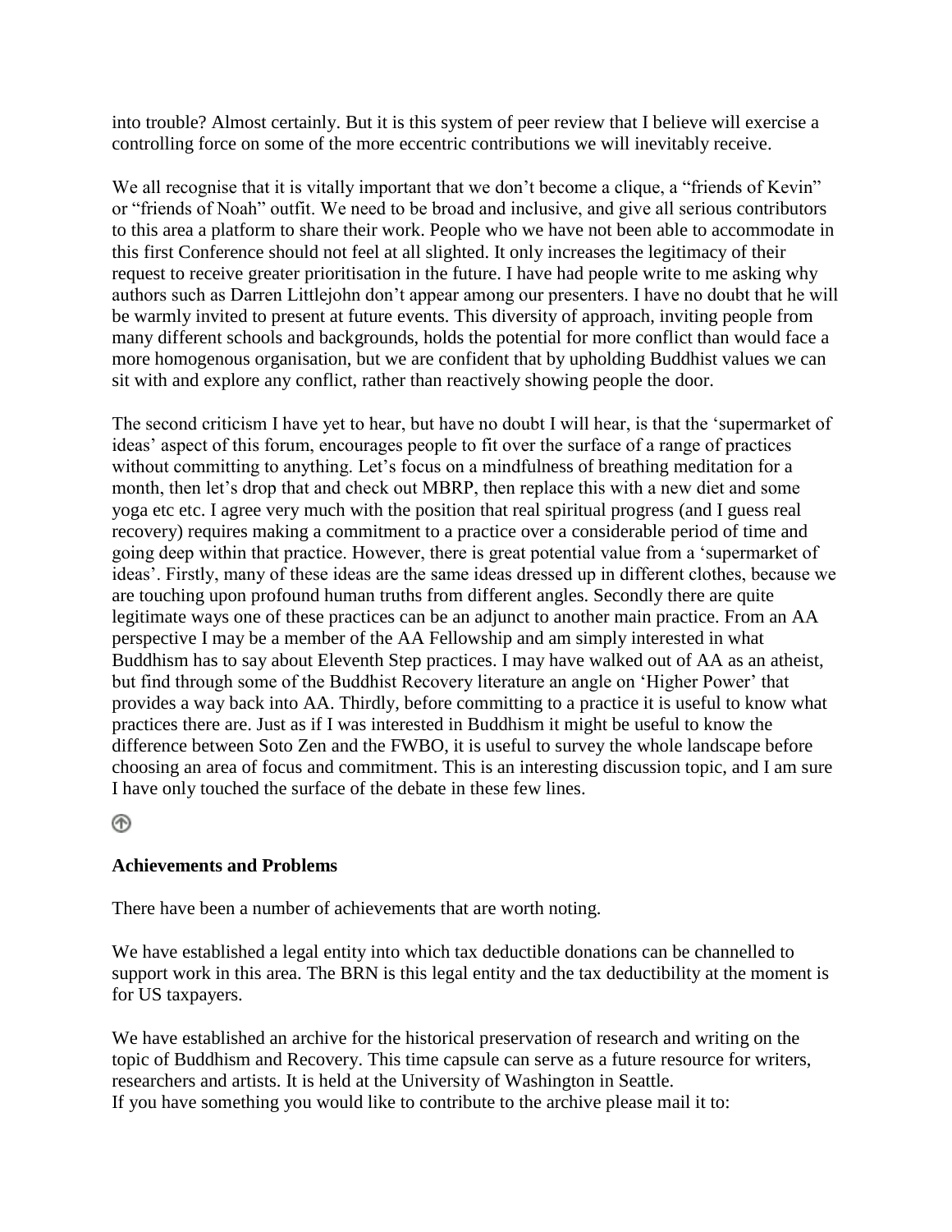into trouble? Almost certainly. But it is this system of peer review that I believe will exercise a controlling force on some of the more eccentric contributions we will inevitably receive.

We all recognise that it is vitally important that we don't become a clique, a "friends of Kevin" or "friends of Noah" outfit. We need to be broad and inclusive, and give all serious contributors to this area a platform to share their work. People who we have not been able to accommodate in this first Conference should not feel at all slighted. It only increases the legitimacy of their request to receive greater prioritisation in the future. I have had people write to me asking why authors such as Darren Littlejohn don't appear among our presenters. I have no doubt that he will be warmly invited to present at future events. This diversity of approach, inviting people from many different schools and backgrounds, holds the potential for more conflict than would face a more homogenous organisation, but we are confident that by upholding Buddhist values we can sit with and explore any conflict, rather than reactively showing people the door.

The second criticism I have yet to hear, but have no doubt I will hear, is that the 'supermarket of ideas' aspect of this forum, encourages people to fit over the surface of a range of practices without committing to anything. Let's focus on a mindfulness of breathing meditation for a month, then let's drop that and check out MBRP, then replace this with a new diet and some yoga etc etc. I agree very much with the position that real spiritual progress (and I guess real recovery) requires making a commitment to a practice over a considerable period of time and going deep within that practice. However, there is great potential value from a 'supermarket of ideas'. Firstly, many of these ideas are the same ideas dressed up in different clothes, because we are touching upon profound human truths from different angles. Secondly there are quite legitimate ways one of these practices can be an adjunct to another main practice. From an AA perspective I may be a member of the AA Fellowship and am simply interested in what Buddhism has to say about Eleventh Step practices. I may have walked out of AA as an atheist, but find through some of the Buddhist Recovery literature an angle on 'Higher Power' that provides a way back into AA. Thirdly, before committing to a practice it is useful to know what practices there are. Just as if I was interested in Buddhism it might be useful to know the difference between Soto Zen and the FWBO, it is useful to survey the whole landscape before choosing an area of focus and commitment. This is an interesting discussion topic, and I am sure I have only touched the surface of the debate in these few lines.

**Achievements and Problems**

There have been a number of achievements that are worth noting.

We have established a legal entity into which tax deductible donations can be channelled to support work in this area. The BRN is this legal entity and the tax deductibility at the moment is for US taxpayers.

We have established an archive for the historical preservation of research and writing on the topic of Buddhism and Recovery. This time capsule can serve as a future resource for writers, researchers and artists. It is held at the University of Washington in Seattle.
If you have something you would like to contribute to the archive please mail it to: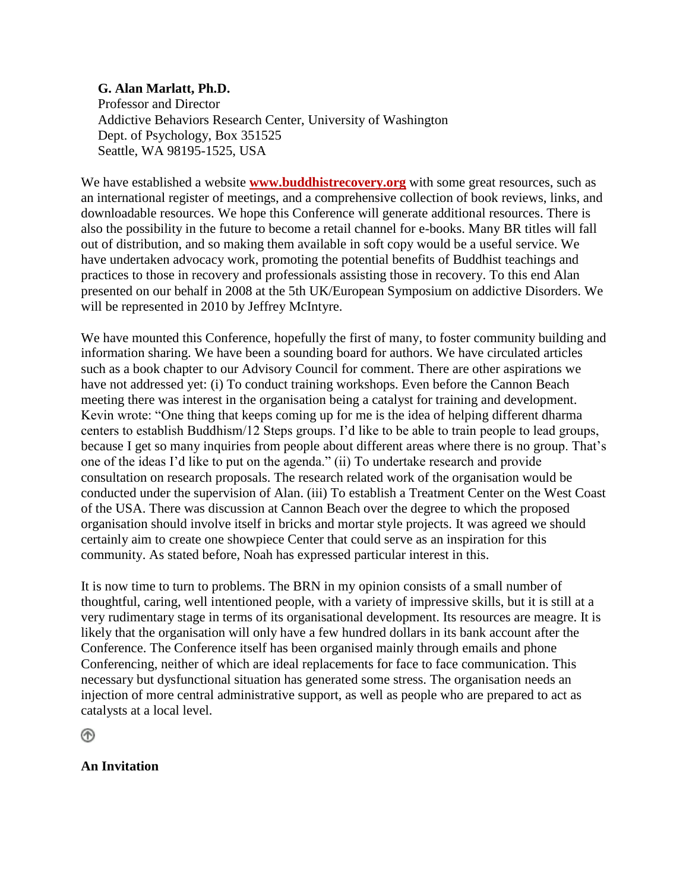**G. Alan Marlatt, Ph.D.**
Professor and Director
Addictive Behaviors Research Center, University of Washington
Dept. of Psychology, Box 351525
Seattle, WA 98195-1525, USA

We have established a website **www.buddhistrecovery.org** with some great resources, such as an international register of meetings, and a comprehensive collection of book reviews, links, and downloadable resources. We hope this Conference will generate additional resources. There is also the possibility in the future to become a retail channel for e-books. Many BR titles will fall out of distribution, and so making them available in soft copy would be a useful service. We have undertaken advocacy work, promoting the potential benefits of Buddhist teachings and practices to those in recovery and professionals assisting those in recovery. To this end Alan presented on our behalf in 2008 at the 5th UK/European Symposium on addictive Disorders. We will be represented in 2010 by Jeffrey McIntyre.

We have mounted this Conference, hopefully the first of many, to foster community building and information sharing. We have been a sounding board for authors. We have circulated articles such as a book chapter to our Advisory Council for comment. There are other aspirations we have not addressed yet: (i) To conduct training workshops. Even before the Cannon Beach meeting there was interest in the organisation being a catalyst for training and development. Kevin wrote: "One thing that keeps coming up for me is the idea of helping different dharma centers to establish Buddhism/12 Steps groups. I'd like to be able to train people to lead groups, because I get so many inquiries from people about different areas where there is no group. That's one of the ideas I'd like to put on the agenda." (ii) To undertake research and provide consultation on research proposals. The research related work of the organisation would be conducted under the supervision of Alan. (iii) To establish a Treatment Center on the West Coast of the USA. There was discussion at Cannon Beach over the degree to which the proposed organisation should involve itself in bricks and mortar style projects. It was agreed we should certainly aim to create one showpiece Center that could serve as an inspiration for this community. As stated before, Noah has expressed particular interest in this.

It is now time to turn to problems. The BRN in my opinion consists of a small number of thoughtful, caring, well intentioned people, with a variety of impressive skills, but it is still at a very rudimentary stage in terms of its organisational development. Its resources are meagre. It is likely that the organisation will only have a few hundred dollars in its bank account after the Conference. The Conference itself has been organised mainly through emails and phone Conferencing, neither of which are ideal replacements for face to face communication. This necessary but dysfunctional situation has generated some stress. The organisation needs an injection of more central administrative support, as well as people who are prepared to act as catalysts at a local level.

**An Invitation**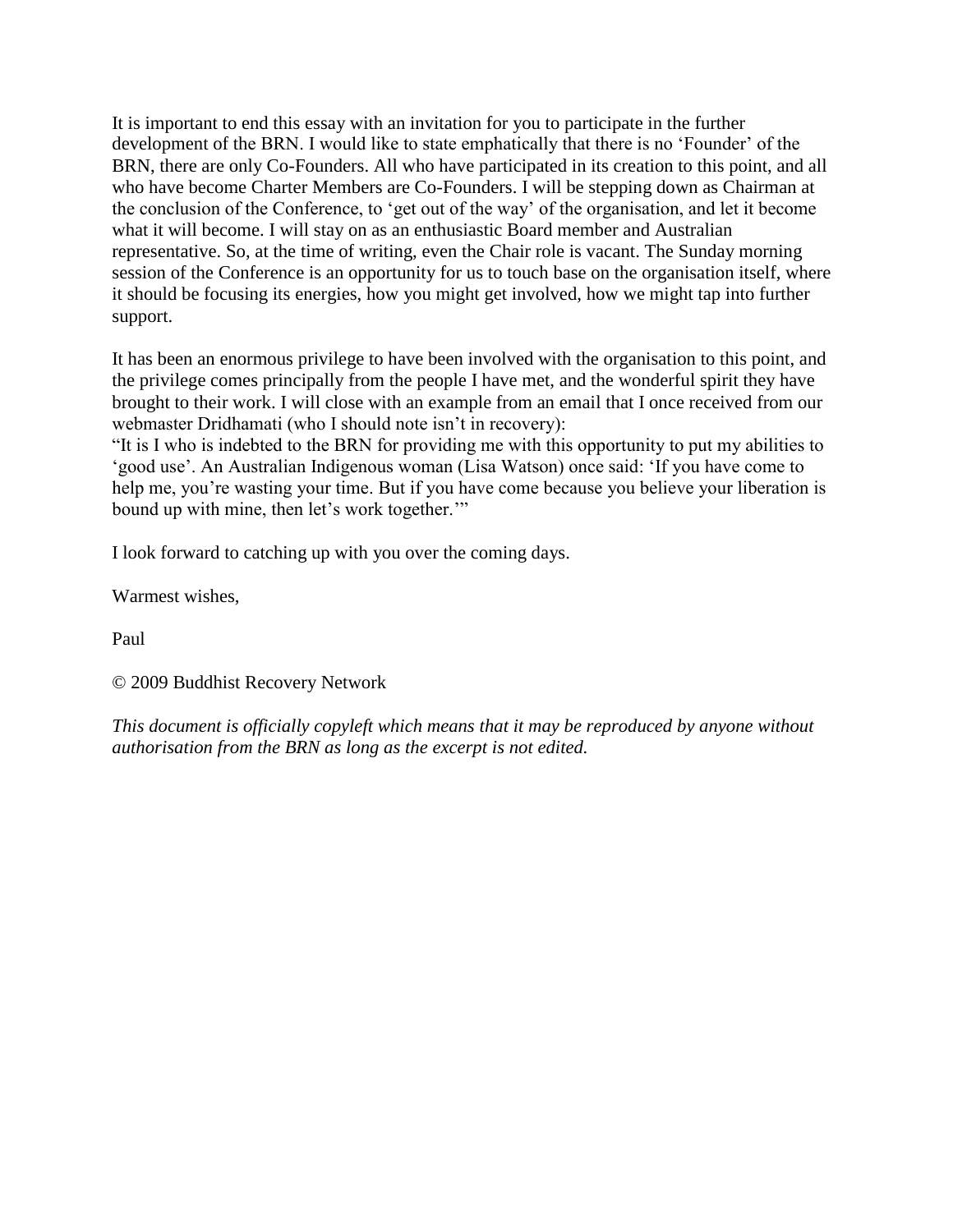It is important to end this essay with an invitation for you to participate in the further development of the BRN. I would like to state emphatically that there is no 'Founder' of the BRN, there are only Co-Founders. All who have participated in its creation to this point, and all who have become Charter Members are Co-Founders. I will be stepping down as Chairman at the conclusion of the Conference, to 'get out of the way' of the organisation, and let it become what it will become. I will stay on as an enthusiastic Board member and Australian representative. So, at the time of writing, even the Chair role is vacant. The Sunday morning session of the Conference is an opportunity for us to touch base on the organisation itself, where it should be focusing its energies, how you might get involved, how we might tap into further support.

It has been an enormous privilege to have been involved with the organisation to this point, and the privilege comes principally from the people I have met, and the wonderful spirit they have brought to their work. I will close with an example from an email that I once received from our webmaster Dridhamati (who I should note isn't in recovery):
"It is I who is indebted to the BRN for providing me with this opportunity to put my abilities to 'good use'. An Australian Indigenous woman (Lisa Watson) once said: 'If you have come to help me, you're wasting your time. But if you have come because you believe your liberation is bound up with mine, then let's work together.'"

I look forward to catching up with you over the coming days.

Warmest wishes,

Paul

© 2009 Buddhist Recovery Network

*This document is officially copyleft which means that it may be reproduced by anyone without authorisation from the BRN as long as the excerpt is not edited.*